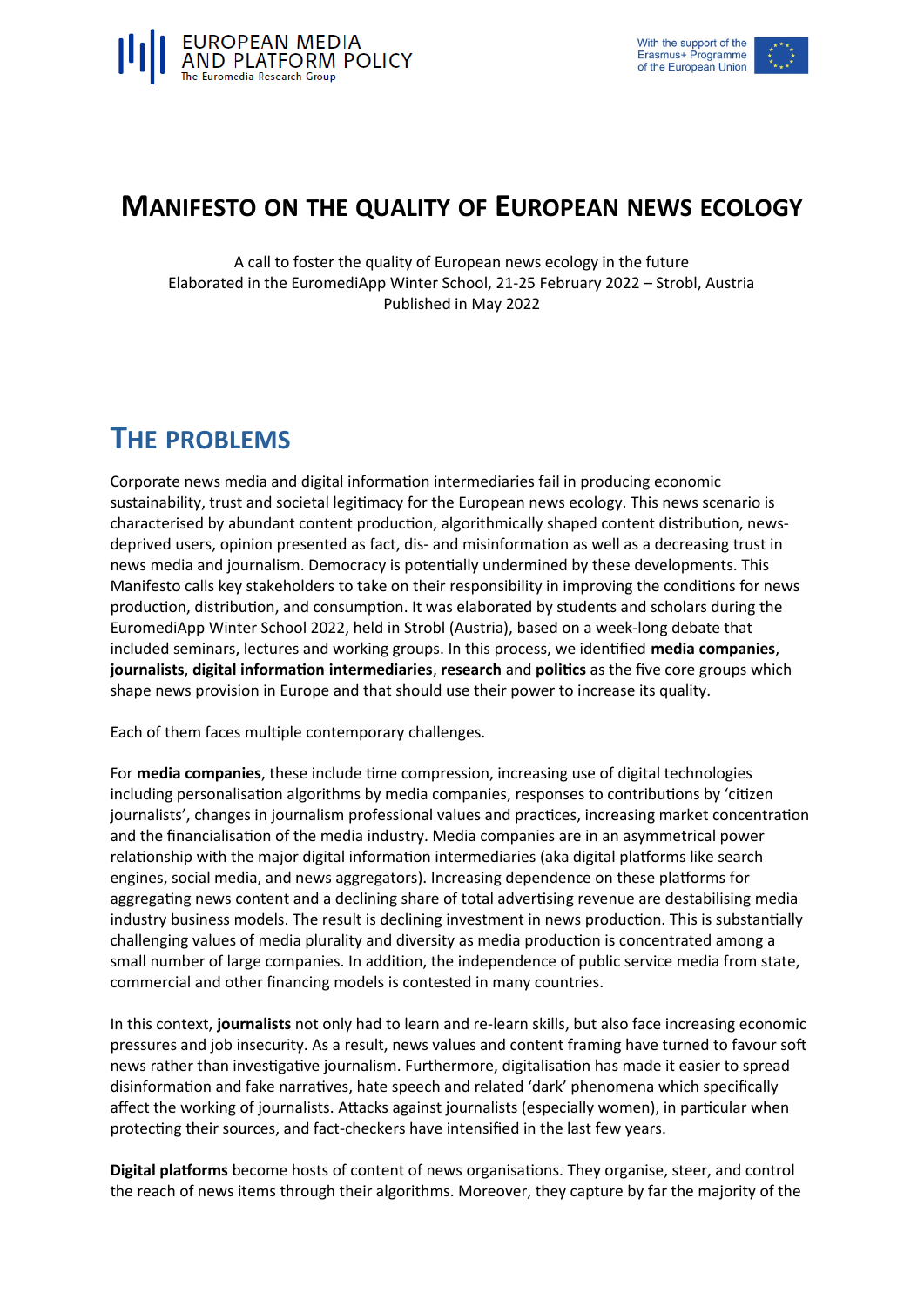EUROPEAN MEDIA AND PLATFORM POLICY
The Euromedia Research Group

With the support of the Erasmus+ Programme of the European Union

# MANIFESTO ON THE QUALITY OF EUROPEAN NEWS ECOLOGY

A call to foster the quality of European news ecology in the future
Elaborated in the EuromediApp Winter School, 21-25 February 2022 – Strobl, Austria
Published in May 2022

## THE PROBLEMS

Corporate news media and digital information intermediaries fail in producing economic sustainability, trust and societal legitimacy for the European news ecology. This news scenario is characterised by abundant content production, algorithmically shaped content distribution, news-deprived users, opinion presented as fact, dis- and misinformation as well as a decreasing trust in news media and journalism. Democracy is potentially undermined by these developments. This Manifesto calls key stakeholders to take on their responsibility in improving the conditions for news production, distribution, and consumption. It was elaborated by students and scholars during the EuromediApp Winter School 2022, held in Strobl (Austria), based on a week-long debate that included seminars, lectures and working groups. In this process, we identified **media companies**, **journalists**, **digital information intermediaries**, **research** and **politics** as the five core groups which shape news provision in Europe and that should use their power to increase its quality.

Each of them faces multiple contemporary challenges.

For **media companies**, these include time compression, increasing use of digital technologies including personalisation algorithms by media companies, responses to contributions by 'citizen journalists', changes in journalism professional values and practices, increasing market concentration and the financialisation of the media industry. Media companies are in an asymmetrical power relationship with the major digital information intermediaries (aka digital platforms like search engines, social media, and news aggregators). Increasing dependence on these platforms for aggregating news content and a declining share of total advertising revenue are destabilising media industry business models. The result is declining investment in news production. This is substantially challenging values of media plurality and diversity as media production is concentrated among a small number of large companies. In addition, the independence of public service media from state, commercial and other financing models is contested in many countries.

In this context, **journalists** not only had to learn and re-learn skills, but also face increasing economic pressures and job insecurity. As a result, news values and content framing have turned to favour soft news rather than investigative journalism. Furthermore, digitalisation has made it easier to spread disinformation and fake narratives, hate speech and related 'dark' phenomena which specifically affect the working of journalists. Attacks against journalists (especially women), in particular when protecting their sources, and fact-checkers have intensified in the last few years.

**Digital platforms** become hosts of content of news organisations. They organise, steer, and control the reach of news items through their algorithms. Moreover, they capture by far the majority of the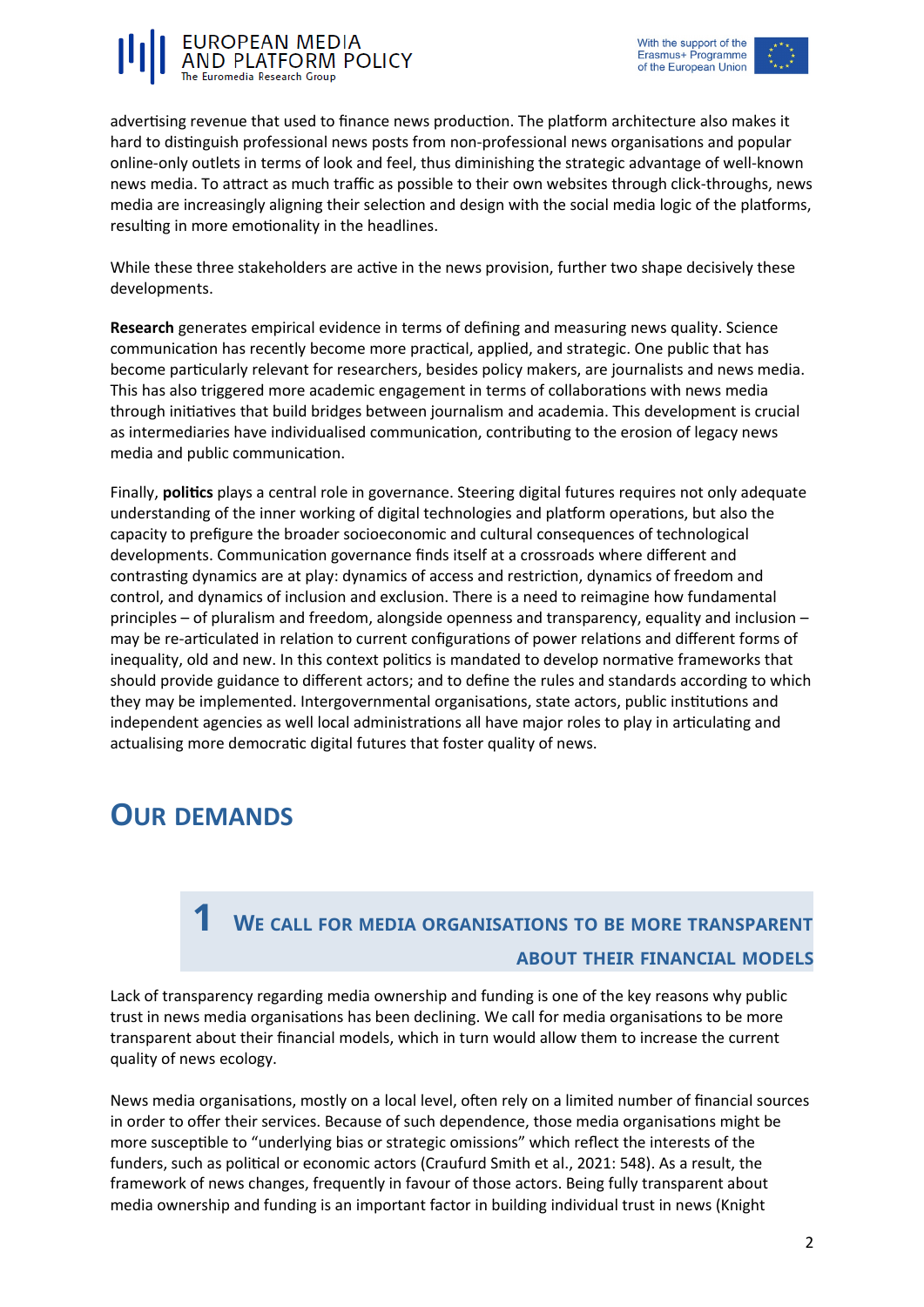advertising revenue that used to finance news production. The platform architecture also makes it hard to distinguish professional news posts from non-professional news organisations and popular online-only outlets in terms of look and feel, thus diminishing the strategic advantage of well-known news media. To attract as much traffic as possible to their own websites through click-throughs, news media are increasingly aligning their selection and design with the social media logic of the platforms, resulting in more emotionality in the headlines.

While these three stakeholders are active in the news provision, further two shape decisively these developments.

**Research** generates empirical evidence in terms of defining and measuring news quality. Science communication has recently become more practical, applied, and strategic. One public that has become particularly relevant for researchers, besides policy makers, are journalists and news media. This has also triggered more academic engagement in terms of collaborations with news media through initiatives that build bridges between journalism and academia. This development is crucial as intermediaries have individualised communication, contributing to the erosion of legacy news media and public communication.

Finally, **politics** plays a central role in governance. Steering digital futures requires not only adequate understanding of the inner working of digital technologies and platform operations, but also the capacity to prefigure the broader socioeconomic and cultural consequences of technological developments. Communication governance finds itself at a crossroads where different and contrasting dynamics are at play: dynamics of access and restriction, dynamics of freedom and control, and dynamics of inclusion and exclusion. There is a need to reimagine how fundamental principles – of pluralism and freedom, alongside openness and transparency, equality and inclusion – may be re-articulated in relation to current configurations of power relations and different forms of inequality, old and new. In this context politics is mandated to develop normative frameworks that should provide guidance to different actors; and to define the rules and standards according to which they may be implemented. Intergovernmental organisations, state actors, public institutions and independent agencies as well local administrations all have major roles to play in articulating and actualising more democratic digital futures that foster quality of news.

# Our Demands

## 1 We call for media organisations to be more transparent about their financial models

Lack of transparency regarding media ownership and funding is one of the key reasons why public trust in news media organisations has been declining. We call for media organisations to be more transparent about their financial models, which in turn would allow them to increase the current quality of news ecology.

News media organisations, mostly on a local level, often rely on a limited number of financial sources in order to offer their services. Because of such dependence, those media organisations might be more susceptible to "underlying bias or strategic omissions" which reflect the interests of the funders, such as political or economic actors (Craufurd Smith et al., 2021: 548). As a result, the framework of news changes, frequently in favour of those actors. Being fully transparent about media ownership and funding is an important factor in building individual trust in news (Knight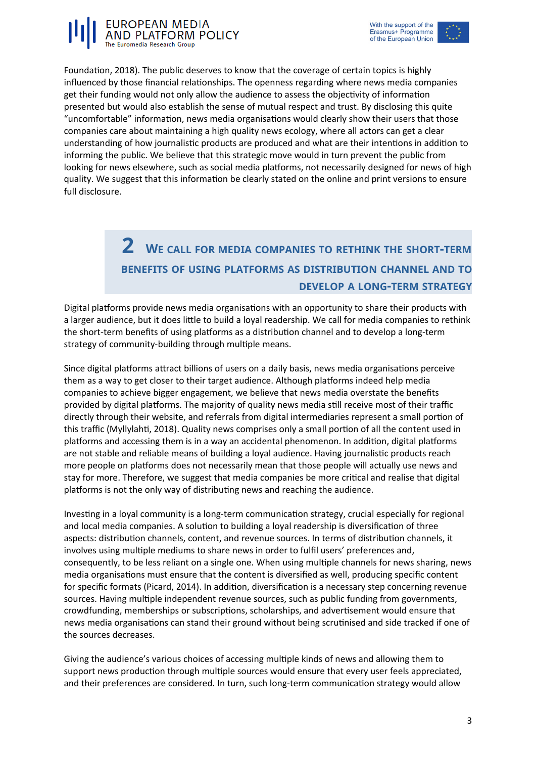Foundation, 2018). The public deserves to know that the coverage of certain topics is highly influenced by those financial relationships. The openness regarding where news media companies get their funding would not only allow the audience to assess the objectivity of information presented but would also establish the sense of mutual respect and trust. By disclosing this quite "uncomfortable" information, news media organisations would clearly show their users that those companies care about maintaining a high quality news ecology, where all actors can get a clear understanding of how journalistic products are produced and what are their intentions in addition to informing the public. We believe that this strategic move would in turn prevent the public from looking for news elsewhere, such as social media platforms, not necessarily designed for news of high quality. We suggest that this information be clearly stated on the online and print versions to ensure full disclosure.

## 2 We call for media companies to rethink the short-term benefits of using platforms as distribution channel and to develop a long-term strategy

Digital platforms provide news media organisations with an opportunity to share their products with a larger audience, but it does little to build a loyal readership. We call for media companies to rethink the short-term benefits of using platforms as a distribution channel and to develop a long-term strategy of community-building through multiple means.

Since digital platforms attract billions of users on a daily basis, news media organisations perceive them as a way to get closer to their target audience. Although platforms indeed help media companies to achieve bigger engagement, we believe that news media overstate the benefits provided by digital platforms. The majority of quality news media still receive most of their traffic directly through their website, and referrals from digital intermediaries represent a small portion of this traffic (Myllylahti, 2018). Quality news comprises only a small portion of all the content used in platforms and accessing them is in a way an accidental phenomenon. In addition, digital platforms are not stable and reliable means of building a loyal audience. Having journalistic products reach more people on platforms does not necessarily mean that those people will actually use news and stay for more. Therefore, we suggest that media companies be more critical and realise that digital platforms is not the only way of distributing news and reaching the audience.

Investing in a loyal community is a long-term communication strategy, crucial especially for regional and local media companies. A solution to building a loyal readership is diversification of three aspects: distribution channels, content, and revenue sources. In terms of distribution channels, it involves using multiple mediums to share news in order to fulfil users' preferences and, consequently, to be less reliant on a single one. When using multiple channels for news sharing, news media organisations must ensure that the content is diversified as well, producing specific content for specific formats (Picard, 2014). In addition, diversification is a necessary step concerning revenue sources. Having multiple independent revenue sources, such as public funding from governments, crowdfunding, memberships or subscriptions, scholarships, and advertisement would ensure that news media organisations can stand their ground without being scrutinised and side tracked if one of the sources decreases.

Giving the audience's various choices of accessing multiple kinds of news and allowing them to support news production through multiple sources would ensure that every user feels appreciated, and their preferences are considered. In turn, such long-term communication strategy would allow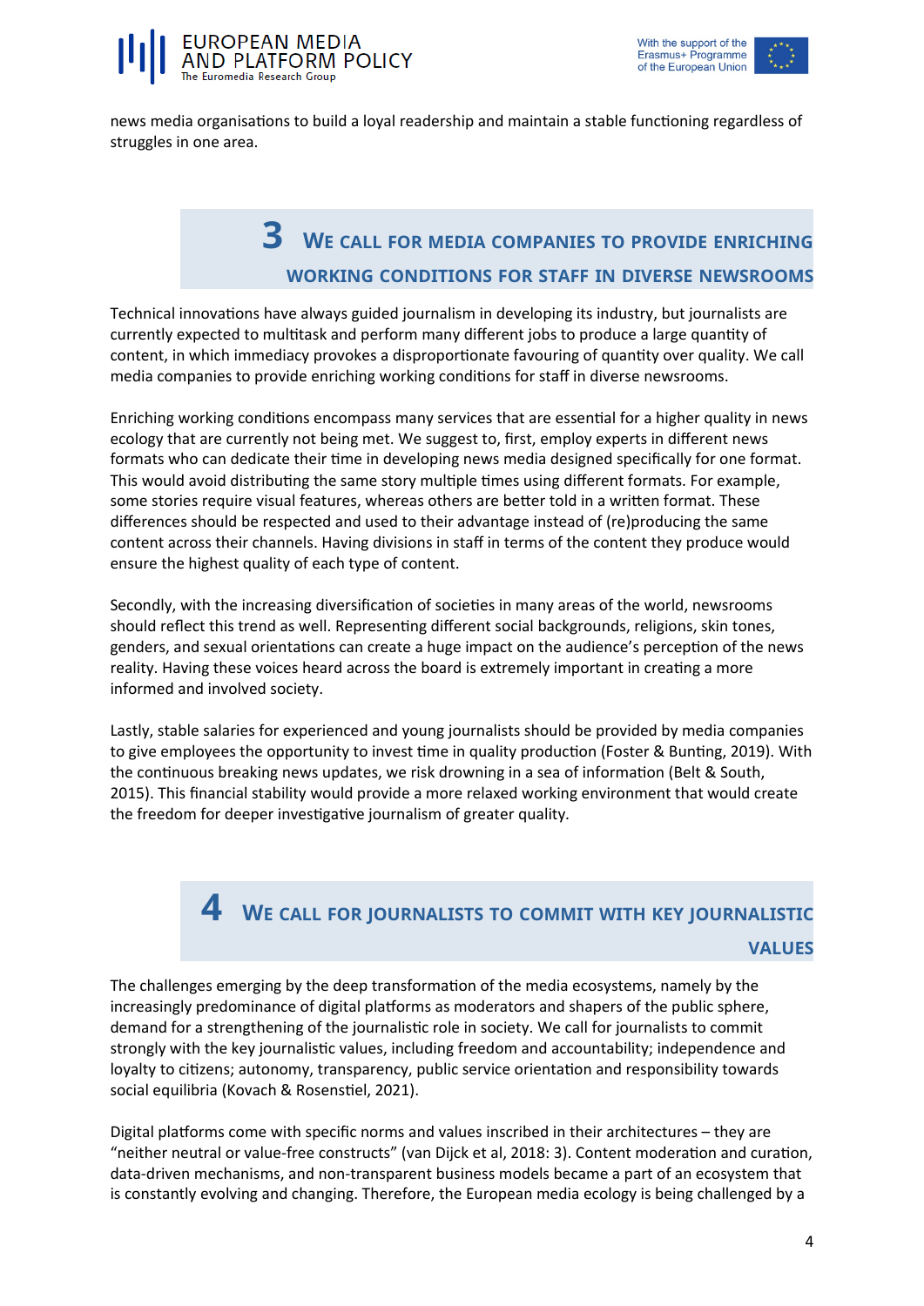news media organisations to build a loyal readership and maintain a stable functioning regardless of struggles in one area.

## 3 We call for media companies to provide enriching working conditions for staff in diverse newsrooms

Technical innovations have always guided journalism in developing its industry, but journalists are currently expected to multitask and perform many different jobs to produce a large quantity of content, in which immediacy provokes a disproportionate favouring of quantity over quality. We call media companies to provide enriching working conditions for staff in diverse newsrooms.

Enriching working conditions encompass many services that are essential for a higher quality in news ecology that are currently not being met. We suggest to, first, employ experts in different news formats who can dedicate their time in developing news media designed specifically for one format. This would avoid distributing the same story multiple times using different formats. For example, some stories require visual features, whereas others are better told in a written format. These differences should be respected and used to their advantage instead of (re)producing the same content across their channels. Having divisions in staff in terms of the content they produce would ensure the highest quality of each type of content.

Secondly, with the increasing diversification of societies in many areas of the world, newsrooms should reflect this trend as well. Representing different social backgrounds, religions, skin tones, genders, and sexual orientations can create a huge impact on the audience's perception of the news reality. Having these voices heard across the board is extremely important in creating a more informed and involved society.

Lastly, stable salaries for experienced and young journalists should be provided by media companies to give employees the opportunity to invest time in quality production (Foster & Bunting, 2019). With the continuous breaking news updates, we risk drowning in a sea of information (Belt & South, 2015). This financial stability would provide a more relaxed working environment that would create the freedom for deeper investigative journalism of greater quality.

## 4 We call for journalists to commit with key journalistic values

The challenges emerging by the deep transformation of the media ecosystems, namely by the increasingly predominance of digital platforms as moderators and shapers of the public sphere, demand for a strengthening of the journalistic role in society. We call for journalists to commit strongly with the key journalistic values, including freedom and accountability; independence and loyalty to citizens; autonomy, transparency, public service orientation and responsibility towards social equilibria (Kovach & Rosenstiel, 2021).

Digital platforms come with specific norms and values inscribed in their architectures – they are "neither neutral or value-free constructs" (van Dijck et al, 2018: 3). Content moderation and curation, data-driven mechanisms, and non-transparent business models became a part of an ecosystem that is constantly evolving and changing. Therefore, the European media ecology is being challenged by a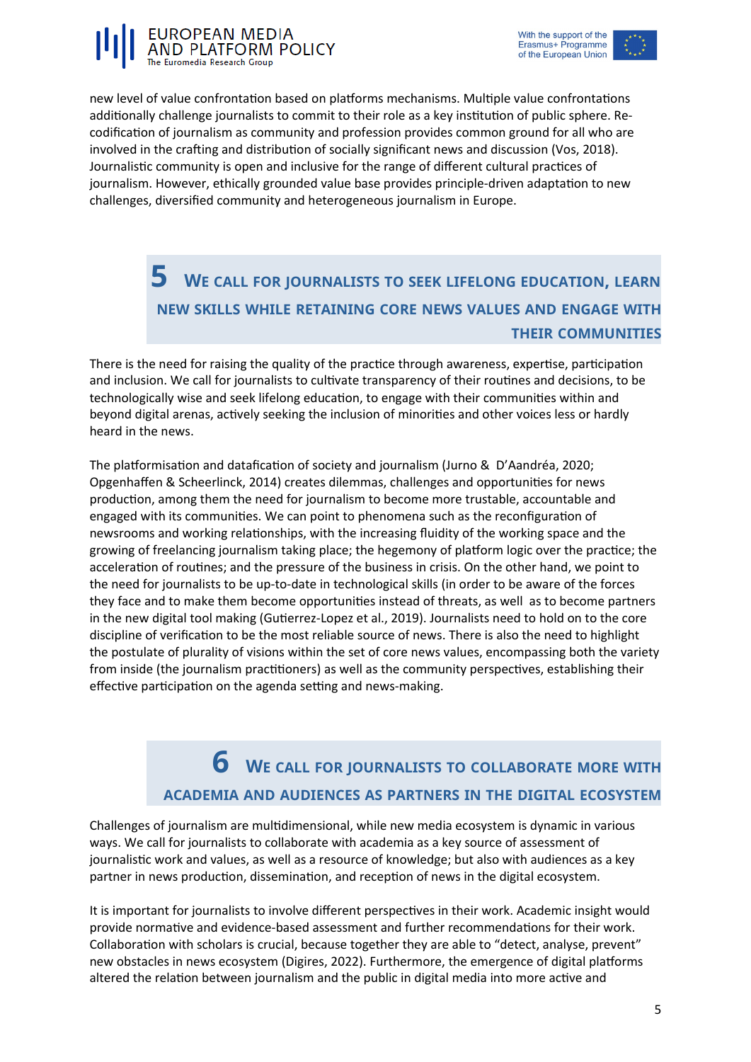new level of value confrontation based on platforms mechanisms. Multiple value confrontations additionally challenge journalists to commit to their role as a key institution of public sphere. Re-codification of journalism as community and profession provides common ground for all who are involved in the crafting and distribution of socially significant news and discussion (Vos, 2018). Journalistic community is open and inclusive for the range of different cultural practices of journalism. However, ethically grounded value base provides principle-driven adaptation to new challenges, diversified community and heterogeneous journalism in Europe.

## 5 We call for journalists to seek lifelong education, learn new skills while retaining core news values and engage with their communities

There is the need for raising the quality of the practice through awareness, expertise, participation and inclusion. We call for journalists to cultivate transparency of their routines and decisions, to be technologically wise and seek lifelong education, to engage with their communities within and beyond digital arenas, actively seeking the inclusion of minorities and other voices less or hardly heard in the news.

The platformisation and datafication of society and journalism (Jurno & D'Aandréa, 2020; Opgenhaffen & Scheerlinck, 2014) creates dilemmas, challenges and opportunities for news production, among them the need for journalism to become more trustable, accountable and engaged with its communities. We can point to phenomena such as the reconfiguration of newsrooms and working relationships, with the increasing fluidity of the working space and the growing of freelancing journalism taking place; the hegemony of platform logic over the practice; the acceleration of routines; and the pressure of the business in crisis. On the other hand, we point to the need for journalists to be up-to-date in technological skills (in order to be aware of the forces they face and to make them become opportunities instead of threats, as well as to become partners in the new digital tool making (Gutierrez-Lopez et al., 2019). Journalists need to hold on to the core discipline of verification to be the most reliable source of news. There is also the need to highlight the postulate of plurality of visions within the set of core news values, encompassing both the variety from inside (the journalism practitioners) as well as the community perspectives, establishing their effective participation on the agenda setting and news-making.

## 6 We call for journalists to collaborate more with academia and audiences as partners in the digital ecosystem

Challenges of journalism are multidimensional, while new media ecosystem is dynamic in various ways. We call for journalists to collaborate with academia as a key source of assessment of journalistic work and values, as well as a resource of knowledge; but also with audiences as a key partner in news production, dissemination, and reception of news in the digital ecosystem.

It is important for journalists to involve different perspectives in their work. Academic insight would provide normative and evidence-based assessment and further recommendations for their work. Collaboration with scholars is crucial, because together they are able to "detect, analyse, prevent" new obstacles in news ecosystem (Digires, 2022). Furthermore, the emergence of digital platforms altered the relation between journalism and the public in digital media into more active and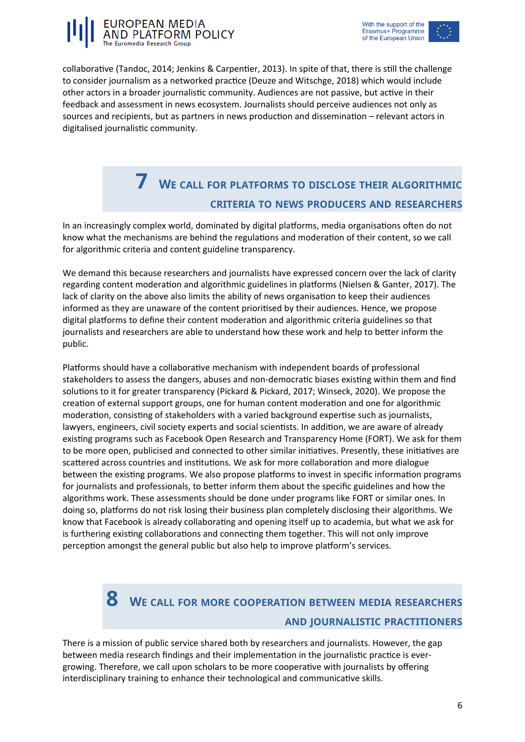collaborative (Tandoc, 2014; Jenkins & Carpentier, 2013). In spite of that, there is still the challenge to consider journalism as a networked practice (Deuze and Witschge, 2018) which would include other actors in a broader journalistic community. Audiences are not passive, but active in their feedback and assessment in news ecosystem. Journalists should perceive audiences not only as sources and recipients, but as partners in news production and dissemination – relevant actors in digitalised journalistic community.

## 7 We call for platforms to disclose their algorithmic criteria to news producers and researchers

In an increasingly complex world, dominated by digital platforms, media organisations often do not know what the mechanisms are behind the regulations and moderation of their content, so we call for algorithmic criteria and content guideline transparency.

We demand this because researchers and journalists have expressed concern over the lack of clarity regarding content moderation and algorithmic guidelines in platforms (Nielsen & Ganter, 2017). The lack of clarity on the above also limits the ability of news organisation to keep their audiences informed as they are unaware of the content prioritised by their audiences. Hence, we propose digital platforms to define their content moderation and algorithmic criteria guidelines so that journalists and researchers are able to understand how these work and help to better inform the public.

Platforms should have a collaborative mechanism with independent boards of professional stakeholders to assess the dangers, abuses and non-democratic biases existing within them and find solutions to it for greater transparency (Pickard & Pickard, 2017; Winseck, 2020). We propose the creation of external support groups, one for human content moderation and one for algorithmic moderation, consisting of stakeholders with a varied background expertise such as journalists, lawyers, engineers, civil society experts and social scientists. In addition, we are aware of already existing programs such as Facebook Open Research and Transparency Home (FORT). We ask for them to be more open, publicised and connected to other similar initiatives. Presently, these initiatives are scattered across countries and institutions. We ask for more collaboration and more dialogue between the existing programs. We also propose platforms to invest in specific information programs for journalists and professionals, to better inform them about the specific guidelines and how the algorithms work. These assessments should be done under programs like FORT or similar ones. In doing so, platforms do not risk losing their business plan completely disclosing their algorithms. We know that Facebook is already collaborating and opening itself up to academia, but what we ask for is furthering existing collaborations and connecting them together. This will not only improve perception amongst the general public but also help to improve platform's services.

## 8 We call for more cooperation between media researchers and journalistic practitioners

There is a mission of public service shared both by researchers and journalists. However, the gap between media research findings and their implementation in the journalistic practice is ever-growing. Therefore, we call upon scholars to be more cooperative with journalists by offering interdisciplinary training to enhance their technological and communicative skills.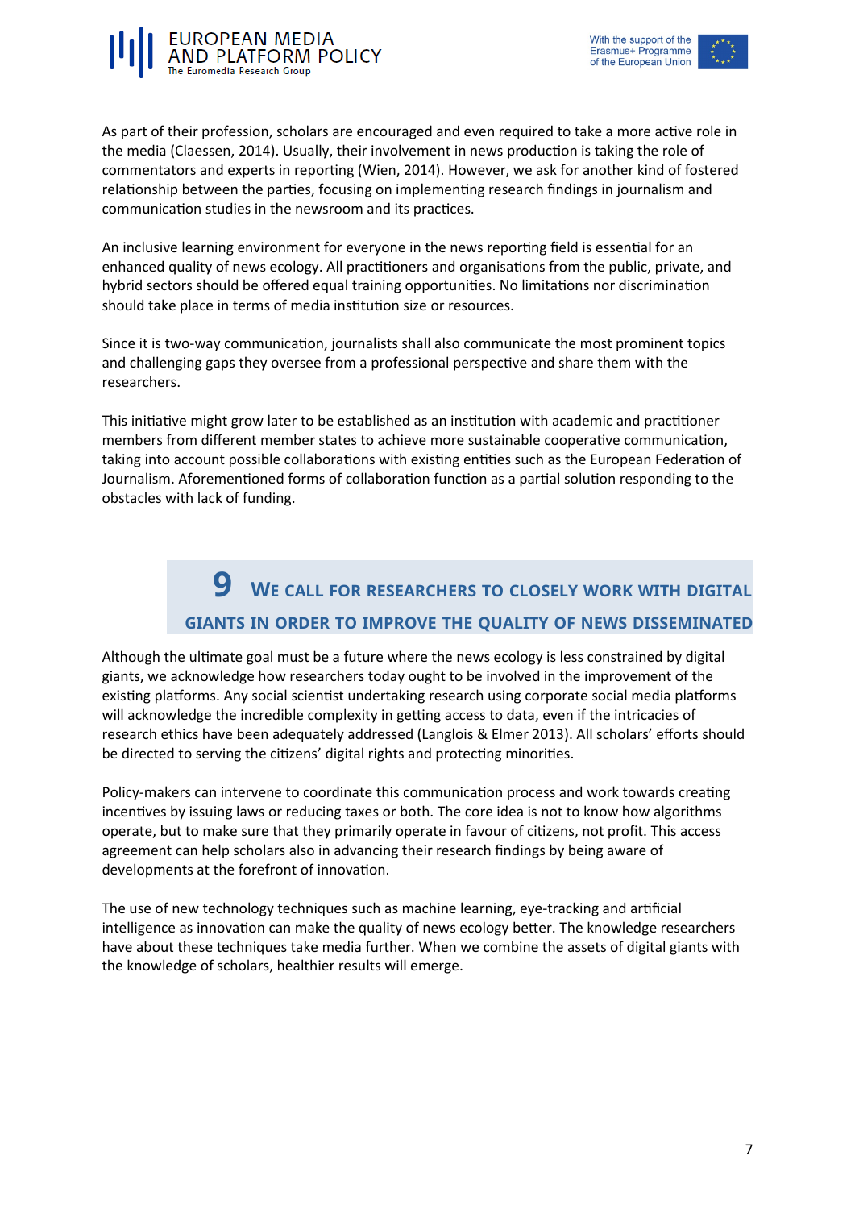As part of their profession, scholars are encouraged and even required to take a more active role in the media (Claessen, 2014). Usually, their involvement in news production is taking the role of commentators and experts in reporting (Wien, 2014). However, we ask for another kind of fostered relationship between the parties, focusing on implementing research findings in journalism and communication studies in the newsroom and its practices.

An inclusive learning environment for everyone in the news reporting field is essential for an enhanced quality of news ecology. All practitioners and organisations from the public, private, and hybrid sectors should be offered equal training opportunities. No limitations nor discrimination should take place in terms of media institution size or resources.

Since it is two-way communication, journalists shall also communicate the most prominent topics and challenging gaps they oversee from a professional perspective and share them with the researchers.

This initiative might grow later to be established as an institution with academic and practitioner members from different member states to achieve more sustainable cooperative communication, taking into account possible collaborations with existing entities such as the European Federation of Journalism. Aforementioned forms of collaboration function as a partial solution responding to the obstacles with lack of funding.

## 9 We call for researchers to closely work with digital giants in order to improve the quality of news disseminated

Although the ultimate goal must be a future where the news ecology is less constrained by digital giants, we acknowledge how researchers today ought to be involved in the improvement of the existing platforms. Any social scientist undertaking research using corporate social media platforms will acknowledge the incredible complexity in getting access to data, even if the intricacies of research ethics have been adequately addressed (Langlois & Elmer 2013). All scholars' efforts should be directed to serving the citizens' digital rights and protecting minorities.

Policy-makers can intervene to coordinate this communication process and work towards creating incentives by issuing laws or reducing taxes or both. The core idea is not to know how algorithms operate, but to make sure that they primarily operate in favour of citizens, not profit. This access agreement can help scholars also in advancing their research findings by being aware of developments at the forefront of innovation.

The use of new technology techniques such as machine learning, eye-tracking and artificial intelligence as innovation can make the quality of news ecology better. The knowledge researchers have about these techniques take media further. When we combine the assets of digital giants with the knowledge of scholars, healthier results will emerge.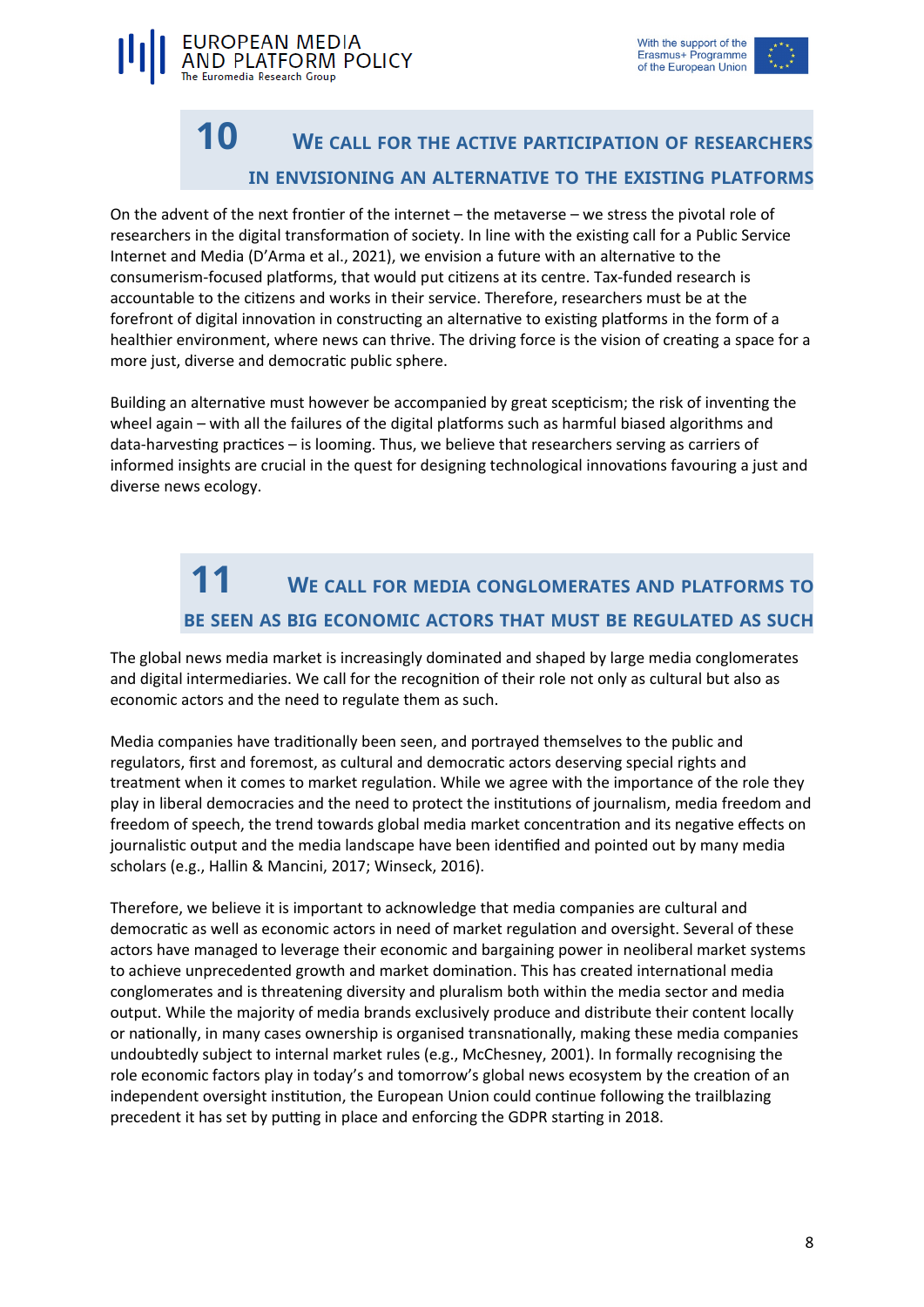## 10 We call for the active participation of researchers in envisioning an alternative to the existing platforms

On the advent of the next frontier of the internet – the metaverse – we stress the pivotal role of researchers in the digital transformation of society. In line with the existing call for a Public Service Internet and Media (D'Arma et al., 2021), we envision a future with an alternative to the consumerism-focused platforms, that would put citizens at its centre. Tax-funded research is accountable to the citizens and works in their service. Therefore, researchers must be at the forefront of digital innovation in constructing an alternative to existing platforms in the form of a healthier environment, where news can thrive. The driving force is the vision of creating a space for a more just, diverse and democratic public sphere.

Building an alternative must however be accompanied by great scepticism; the risk of inventing the wheel again – with all the failures of the digital platforms such as harmful biased algorithms and data-harvesting practices – is looming. Thus, we believe that researchers serving as carriers of informed insights are crucial in the quest for designing technological innovations favouring a just and diverse news ecology.

## 11 We call for media conglomerates and platforms to be seen as big economic actors that must be regulated as such

The global news media market is increasingly dominated and shaped by large media conglomerates and digital intermediaries. We call for the recognition of their role not only as cultural but also as economic actors and the need to regulate them as such.

Media companies have traditionally been seen, and portrayed themselves to the public and regulators, first and foremost, as cultural and democratic actors deserving special rights and treatment when it comes to market regulation. While we agree with the importance of the role they play in liberal democracies and the need to protect the institutions of journalism, media freedom and freedom of speech, the trend towards global media market concentration and its negative effects on journalistic output and the media landscape have been identified and pointed out by many media scholars (e.g., Hallin & Mancini, 2017; Winseck, 2016).

Therefore, we believe it is important to acknowledge that media companies are cultural and democratic as well as economic actors in need of market regulation and oversight. Several of these actors have managed to leverage their economic and bargaining power in neoliberal market systems to achieve unprecedented growth and market domination. This has created international media conglomerates and is threatening diversity and pluralism both within the media sector and media output. While the majority of media brands exclusively produce and distribute their content locally or nationally, in many cases ownership is organised transnationally, making these media companies undoubtedly subject to internal market rules (e.g., McChesney, 2001). In formally recognising the role economic factors play in today's and tomorrow's global news ecosystem by the creation of an independent oversight institution, the European Union could continue following the trailblazing precedent it has set by putting in place and enforcing the GDPR starting in 2018.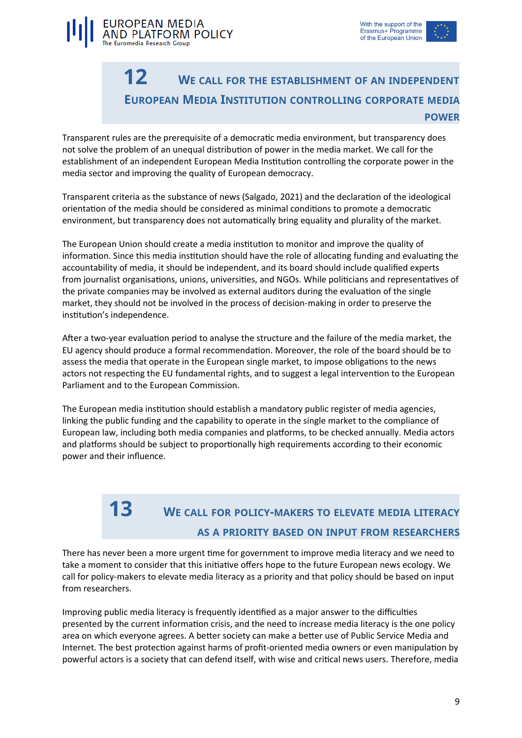## 12 We call for the establishment of an independent European Media Institution controlling corporate media power

Transparent rules are the prerequisite of a democratic media environment, but transparency does not solve the problem of an unequal distribution of power in the media market. We call for the establishment of an independent European Media Institution controlling the corporate power in the media sector and improving the quality of European democracy.

Transparent criteria as the substance of news (Salgado, 2021) and the declaration of the ideological orientation of the media should be considered as minimal conditions to promote a democratic environment, but transparency does not automatically bring equality and plurality of the market.

The European Union should create a media institution to monitor and improve the quality of information. Since this media institution should have the role of allocating funding and evaluating the accountability of media, it should be independent, and its board should include qualified experts from journalist organisations, unions, universities, and NGOs. While politicians and representatives of the private companies may be involved as external auditors during the evaluation of the single market, they should not be involved in the process of decision-making in order to preserve the institution's independence.

After a two-year evaluation period to analyse the structure and the failure of the media market, the EU agency should produce a formal recommendation. Moreover, the role of the board should be to assess the media that operate in the European single market, to impose obligations to the news actors not respecting the EU fundamental rights, and to suggest a legal intervention to the European Parliament and to the European Commission.

The European media institution should establish a mandatory public register of media agencies, linking the public funding and the capability to operate in the single market to the compliance of European law, including both media companies and platforms, to be checked annually. Media actors and platforms should be subject to proportionally high requirements according to their economic power and their influence.

## 13 We call for policy-makers to elevate media literacy as a priority based on input from researchers

There has never been a more urgent time for government to improve media literacy and we need to take a moment to consider that this initiative offers hope to the future European news ecology. We call for policy-makers to elevate media literacy as a priority and that policy should be based on input from researchers.

Improving public media literacy is frequently identified as a major answer to the difficulties presented by the current information crisis, and the need to increase media literacy is the one policy area on which everyone agrees. A better society can make a better use of Public Service Media and Internet. The best protection against harms of profit-oriented media owners or even manipulation by powerful actors is a society that can defend itself, with wise and critical news users. Therefore, media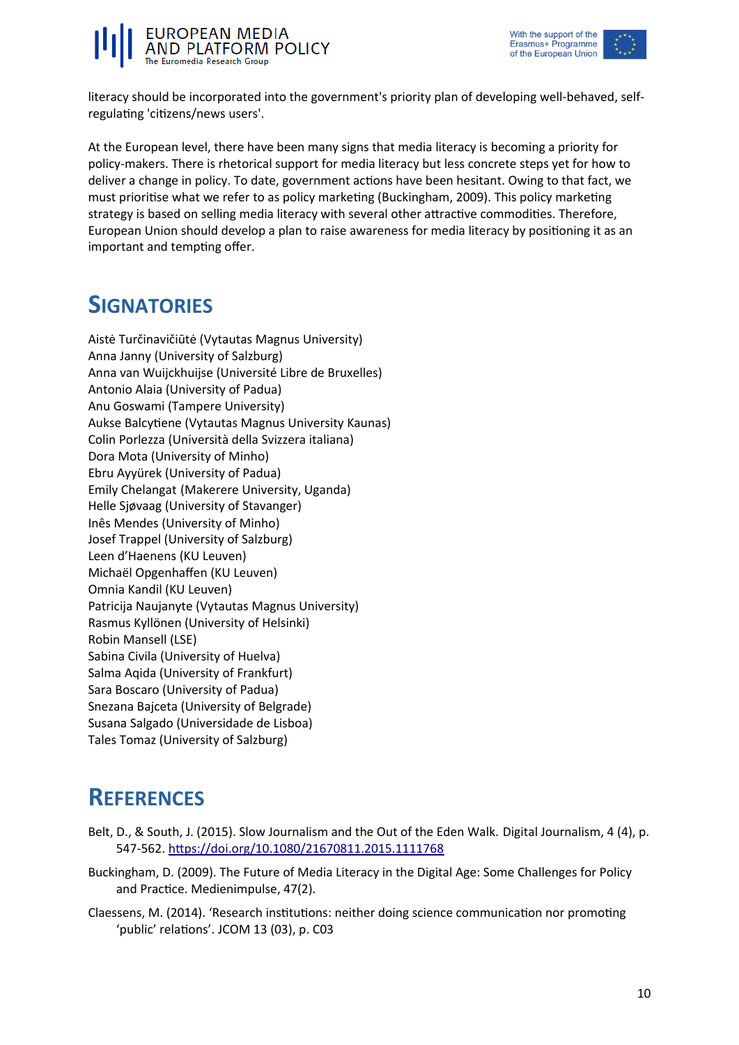literacy should be incorporated into the government's priority plan of developing well-behaved, self-regulating 'citizens/news users'.

At the European level, there have been many signs that media literacy is becoming a priority for policy-makers. There is rhetorical support for media literacy but less concrete steps yet for how to deliver a change in policy. To date, government actions have been hesitant. Owing to that fact, we must prioritise what we refer to as policy marketing (Buckingham, 2009). This policy marketing strategy is based on selling media literacy with several other attractive commodities. Therefore, European Union should develop a plan to raise awareness for media literacy by positioning it as an important and tempting offer.

# Signatories

Aistė Turčinavičiūtė (Vytautas Magnus University)
Anna Janny (University of Salzburg)
Anna van Wuijckhuijse (Université Libre de Bruxelles)
Antonio Alaia (University of Padua)
Anu Goswami (Tampere University)
Aukse Balcytiene (Vytautas Magnus University Kaunas)
Colin Porlezza (Università della Svizzera italiana)
Dora Mota (University of Minho)
Ebru Ayyürek (University of Padua)
Emily Chelangat (Makerere University, Uganda)
Helle Sjøvaag (University of Stavanger)
Inês Mendes (University of Minho)
Josef Trappel (University of Salzburg)
Leen d'Haenens (KU Leuven)
Michaël Opgenhaffen (KU Leuven)
Omnia Kandil (KU Leuven)
Patricija Naujanyte (Vytautas Magnus University)
Rasmus Kyllönen (University of Helsinki)
Robin Mansell (LSE)
Sabina Civila (University of Huelva)
Salma Aqida (University of Frankfurt)
Sara Boscaro (University of Padua)
Snezana Bajceta (University of Belgrade)
Susana Salgado (Universidade de Lisboa)
Tales Tomaz (University of Salzburg)

# References

Belt, D., & South, J. (2015). Slow Journalism and the Out of the Eden Walk. Digital Journalism, 4 (4), p. 547-562. https://doi.org/10.1080/21670811.2015.1111768

Buckingham, D. (2009). The Future of Media Literacy in the Digital Age: Some Challenges for Policy and Practice. Medienimpulse, 47(2).

Claessens, M. (2014). 'Research institutions: neither doing science communication nor promoting 'public' relations'. JCOM 13 (03), p. C03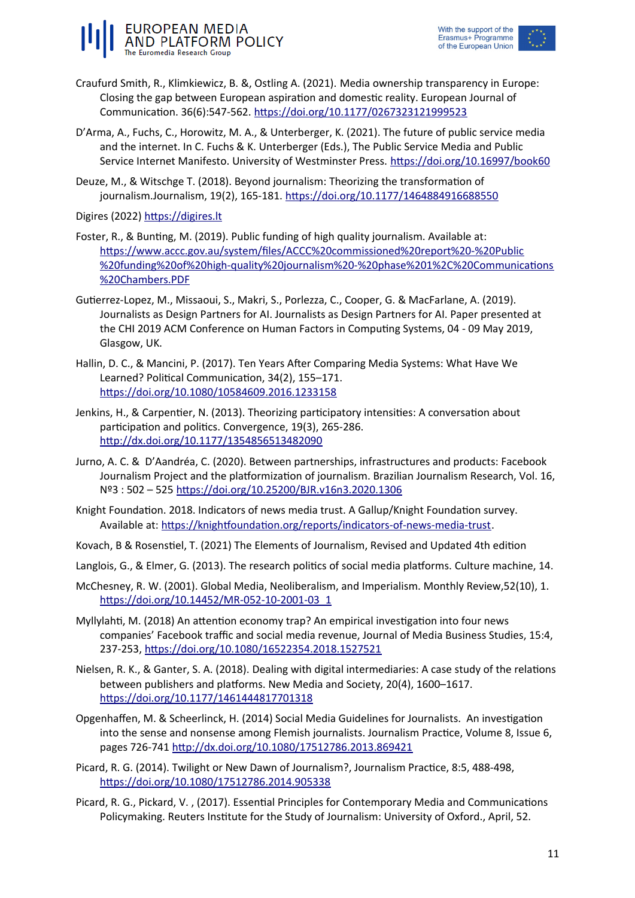Craufurd Smith, R., Klimkiewicz, B. &, Ostling A. (2021). Media ownership transparency in Europe: Closing the gap between European aspiration and domestic reality. European Journal of Communication. 36(6):547-562. https://doi.org/10.1177/0267323121999523

D'Arma, A., Fuchs, C., Horowitz, M. A., & Unterberger, K. (2021). The future of public service media and the internet. In C. Fuchs & K. Unterberger (Eds.), The Public Service Media and Public Service Internet Manifesto. University of Westminster Press. https://doi.org/10.16997/book60

Deuze, M., & Witschge T. (2018). Beyond journalism: Theorizing the transformation of journalism.Journalism, 19(2), 165-181. https://doi.org/10.1177/1464884916688550

Digires (2022) https://digires.lt

Foster, R., & Bunting, M. (2019). Public funding of high quality journalism. Available at: https://www.accc.gov.au/system/files/ACCC%20commissioned%20report%20-%20Public%20funding%20of%20high-quality%20journalism%20-%20phase%201%2C%20Communications%20Chambers.PDF

Gutierrez-Lopez, M., Missaoui, S., Makri, S., Porlezza, C., Cooper, G. & MacFarlane, A. (2019). Journalists as Design Partners for AI. Journalists as Design Partners for AI. Paper presented at the CHI 2019 ACM Conference on Human Factors in Computing Systems, 04 - 09 May 2019, Glasgow, UK.

Hallin, D. C., & Mancini, P. (2017). Ten Years After Comparing Media Systems: What Have We Learned? Political Communication, 34(2), 155–171. https://doi.org/10.1080/10584609.2016.1233158

Jenkins, H., & Carpentier, N. (2013). Theorizing participatory intensities: A conversation about participation and politics. Convergence, 19(3), 265-286. http://dx.doi.org/10.1177/1354856513482090

Jurno, A. C. & D'Aandréa, C. (2020). Between partnerships, infrastructures and products: Facebook Journalism Project and the platformization of journalism. Brazilian Journalism Research, Vol. 16, Nº3 : 502 – 525 https://doi.org/10.25200/BJR.v16n3.2020.1306

Knight Foundation. 2018. Indicators of news media trust. A Gallup/Knight Foundation survey. Available at: https://knightfoundation.org/reports/indicators-of-news-media-trust.

Kovach, B & Rosenstiel, T. (2021) The Elements of Journalism, Revised and Updated 4th edition

Langlois, G., & Elmer, G. (2013). The research politics of social media platforms. Culture machine, 14.

McChesney, R. W. (2001). Global Media, Neoliberalism, and Imperialism. Monthly Review,52(10), 1. https://doi.org/10.14452/MR-052-10-2001-03_1

Myllylahti, M. (2018) An attention economy trap? An empirical investigation into four news companies' Facebook traffic and social media revenue, Journal of Media Business Studies, 15:4, 237-253, https://doi.org/10.1080/16522354.2018.1527521

Nielsen, R. K., & Ganter, S. A. (2018). Dealing with digital intermediaries: A case study of the relations between publishers and platforms. New Media and Society, 20(4), 1600–1617. https://doi.org/10.1177/1461444817701318

Opgenhaffen, M. & Scheerlinck, H. (2014) Social Media Guidelines for Journalists. An investigation into the sense and nonsense among Flemish journalists. Journalism Practice, Volume 8, Issue 6, pages 726-741 http://dx.doi.org/10.1080/17512786.2013.869421

Picard, R. G. (2014). Twilight or New Dawn of Journalism?, Journalism Practice, 8:5, 488-498, https://doi.org/10.1080/17512786.2014.905338

Picard, R. G., Pickard, V. , (2017). Essential Principles for Contemporary Media and Communications Policymaking. Reuters Institute for the Study of Journalism: University of Oxford., April, 52.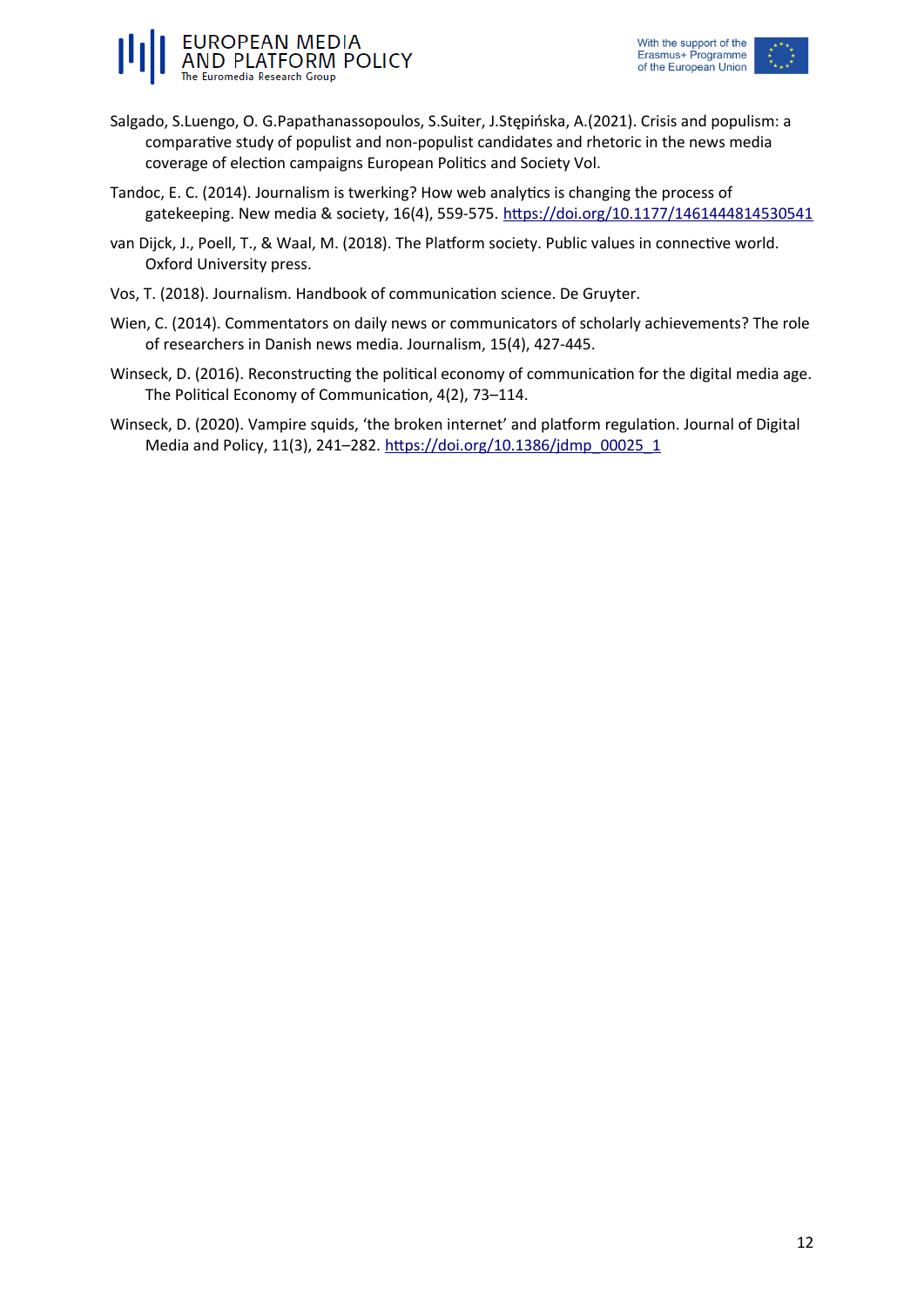Salgado, S.Luengo, O. G.Papathanassopoulos, S.Suiter, J.Stępińska, A.(2021). Crisis and populism: a comparative study of populist and non-populist candidates and rhetoric in the news media coverage of election campaigns European Politics and Society Vol.

Tandoc, E. C. (2014). Journalism is twerking? How web analytics is changing the process of gatekeeping. New media & society, 16(4), 559-575. https://doi.org/10.1177/1461444814530541

van Dijck, J., Poell, T., & Waal, M. (2018). The Platform society. Public values in connective world. Oxford University press.

Vos, T. (2018). Journalism. Handbook of communication science. De Gruyter.

Wien, C. (2014). Commentators on daily news or communicators of scholarly achievements? The role of researchers in Danish news media. Journalism, 15(4), 427-445.

Winseck, D. (2016). Reconstructing the political economy of communication for the digital media age. The Political Economy of Communication, 4(2), 73–114.

Winseck, D. (2020). Vampire squids, 'the broken internet' and platform regulation. Journal of Digital Media and Policy, 11(3), 241–282. https://doi.org/10.1386/jdmp_00025_1